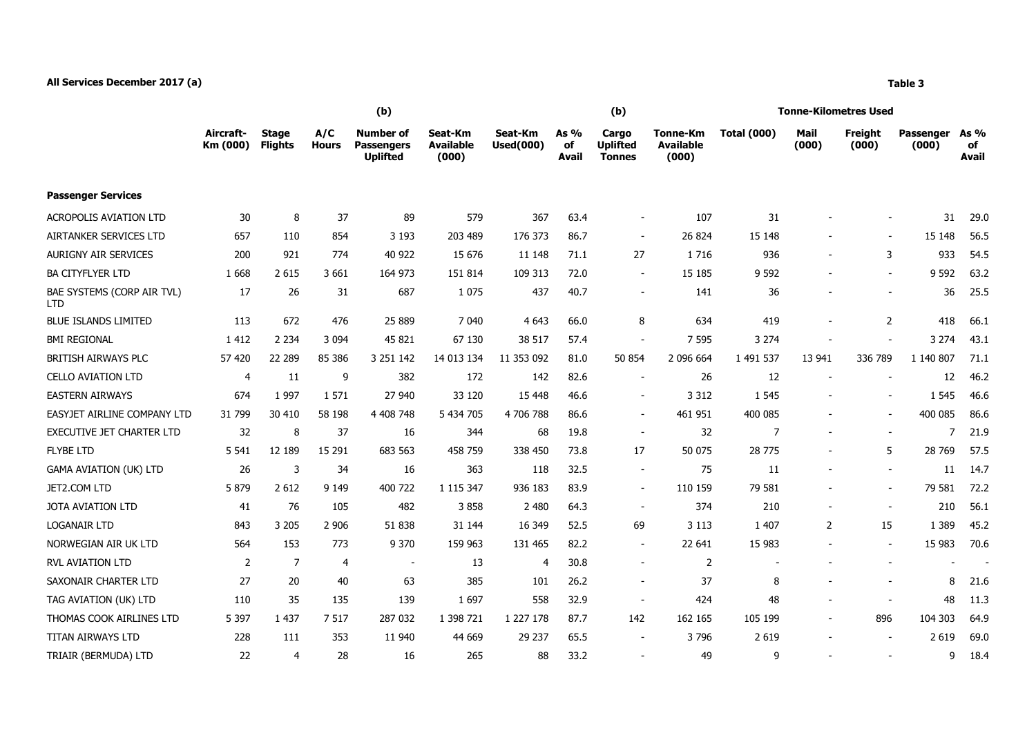**All Services December 2017 (a)**

**Table 3**

| | Aircraft-Km (000) | Stage Flights | A/C Hours | (b) Number of Passengers Uplifted | Seat-Km Available (000) | Seat-Km Used(000) | As % of Avail | (b) Cargo Uplifted Tonnes | Tonne-Km Available (000) | Tonne-Kilometres Used Total (000) | Mail (000) | Freight (000) | Passenger (000) | As % of Avail |
|---|---|---|---|---|---|---|---|---|---|---|---|---|---|---|
| **Passenger Services** | | | | | | | | | | | | | | |
| ACROPOLIS AVIATION LTD | 30 | 8 | 37 | 89 | 579 | 367 | 63.4 | - | 107 | 31 | - | - | 31 | 29.0 |
| AIRTANKER SERVICES LTD | 657 | 110 | 854 | 3 193 | 203 489 | 176 373 | 86.7 | - | 26 824 | 15 148 | - | - | 15 148 | 56.5 |
| AURIGNY AIR SERVICES | 200 | 921 | 774 | 40 922 | 15 676 | 11 148 | 71.1 | 27 | 1 716 | 936 | - | 3 | 933 | 54.5 |
| BA CITYFLYER LTD | 1 668 | 2 615 | 3 661 | 164 973 | 151 814 | 109 313 | 72.0 | - | 15 185 | 9 592 | - | - | 9 592 | 63.2 |
| BAE SYSTEMS (CORP AIR TVL) LTD | 17 | 26 | 31 | 687 | 1 075 | 437 | 40.7 | - | 141 | 36 | - | - | 36 | 25.5 |
| BLUE ISLANDS LIMITED | 113 | 672 | 476 | 25 889 | 7 040 | 4 643 | 66.0 | 8 | 634 | 419 | - | 2 | 418 | 66.1 |
| BMI REGIONAL | 1 412 | 2 234 | 3 094 | 45 821 | 67 130 | 38 517 | 57.4 | - | 7 595 | 3 274 | - | - | 3 274 | 43.1 |
| BRITISH AIRWAYS PLC | 57 420 | 22 289 | 85 386 | 3 251 142 | 14 013 134 | 11 353 092 | 81.0 | 50 854 | 2 096 664 | 1 491 537 | 13 941 | 336 789 | 1 140 807 | 71.1 |
| CELLO AVIATION LTD | 4 | 11 | 9 | 382 | 172 | 142 | 82.6 | - | 26 | 12 | - | - | 12 | 46.2 |
| EASTERN AIRWAYS | 674 | 1 997 | 1 571 | 27 940 | 33 120 | 15 448 | 46.6 | - | 3 312 | 1 545 | - | - | 1 545 | 46.6 |
| EASYJET AIRLINE COMPANY LTD | 31 799 | 30 410 | 58 198 | 4 408 748 | 5 434 705 | 4 706 788 | 86.6 | - | 461 951 | 400 085 | - | - | 400 085 | 86.6 |
| EXECUTIVE JET CHARTER LTD | 32 | 8 | 37 | 16 | 344 | 68 | 19.8 | - | 32 | 7 | - | - | 7 | 21.9 |
| FLYBE LTD | 5 541 | 12 189 | 15 291 | 683 563 | 458 759 | 338 450 | 73.8 | 17 | 50 075 | 28 775 | - | 5 | 28 769 | 57.5 |
| GAMA AVIATION (UK) LTD | 26 | 3 | 34 | 16 | 363 | 118 | 32.5 | - | 75 | 11 | - | - | 11 | 14.7 |
| JET2.COM LTD | 5 879 | 2 612 | 9 149 | 400 722 | 1 115 347 | 936 183 | 83.9 | - | 110 159 | 79 581 | - | - | 79 581 | 72.2 |
| JOTA AVIATION LTD | 41 | 76 | 105 | 482 | 3 858 | 2 480 | 64.3 | - | 374 | 210 | - | - | 210 | 56.1 |
| LOGANAIR LTD | 843 | 3 205 | 2 906 | 51 838 | 31 144 | 16 349 | 52.5 | 69 | 3 113 | 1 407 | 2 | 15 | 1 389 | 45.2 |
| NORWEGIAN AIR UK LTD | 564 | 153 | 773 | 9 370 | 159 963 | 131 465 | 82.2 | - | 22 641 | 15 983 | - | - | 15 983 | 70.6 |
| RVL AVIATION LTD | 2 | 7 | 4 | - | 13 | 4 | 30.8 | - | 2 | - | - | - | - | - |
| SAXONAIR CHARTER LTD | 27 | 20 | 40 | 63 | 385 | 101 | 26.2 | - | 37 | 8 | - | - | 8 | 21.6 |
| TAG AVIATION (UK) LTD | 110 | 35 | 135 | 139 | 1 697 | 558 | 32.9 | - | 424 | 48 | - | - | 48 | 11.3 |
| THOMAS COOK AIRLINES LTD | 5 397 | 1 437 | 7 517 | 287 032 | 1 398 721 | 1 227 178 | 87.7 | 142 | 162 165 | 105 199 | - | 896 | 104 303 | 64.9 |
| TITAN AIRWAYS LTD | 228 | 111 | 353 | 11 940 | 44 669 | 29 237 | 65.5 | - | 3 796 | 2 619 | - | - | 2 619 | 69.0 |
| TRIAIR (BERMUDA) LTD | 22 | 4 | 28 | 16 | 265 | 88 | 33.2 | - | 49 | 9 | - | - | 9 | 18.4 |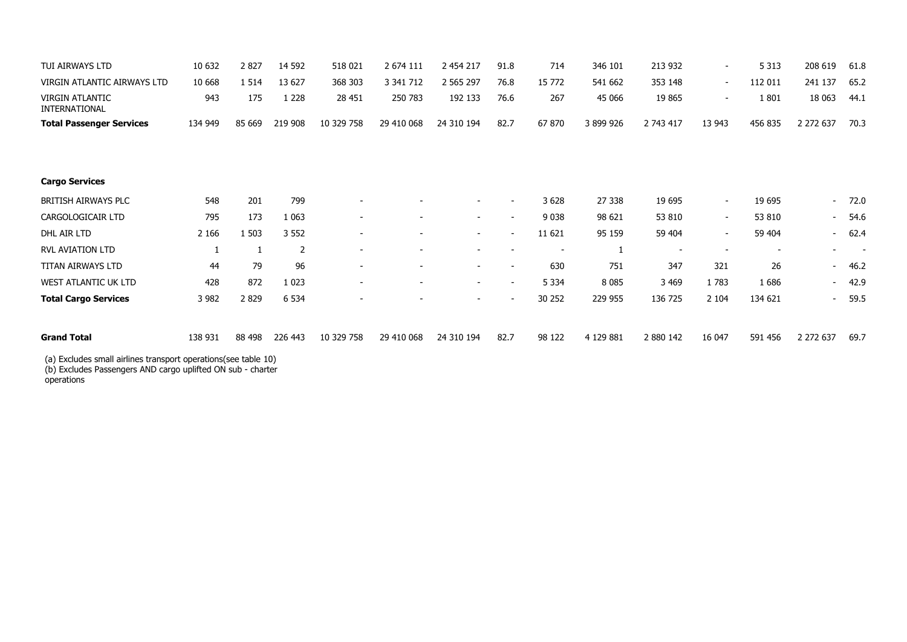| | | | | | | | | | | | | | | |
|---|---|---|---|---|---|---|---|---|---|---|---|---|---|---|
| TUI AIRWAYS LTD | 10 632 | 2 827 | 14 592 | 518 021 | 2 674 111 | 2 454 217 | 91.8 | 714 | 346 101 | 213 932 | - | 5 313 | 208 619 | 61.8 |
| VIRGIN ATLANTIC AIRWAYS LTD | 10 668 | 1 514 | 13 627 | 368 303 | 3 341 712 | 2 565 297 | 76.8 | 15 772 | 541 662 | 353 148 | - | 112 011 | 241 137 | 65.2 |
| VIRGIN ATLANTIC INTERNATIONAL | 943 | 175 | 1 228 | 28 451 | 250 783 | 192 133 | 76.6 | 267 | 45 066 | 19 865 | - | 1 801 | 18 063 | 44.1 |
| **Total Passenger Services** | 134 949 | 85 669 | 219 908 | 10 329 758 | 29 410 068 | 24 310 194 | 82.7 | 67 870 | 3 899 926 | 2 743 417 | 13 943 | 456 835 | 2 272 637 | 70.3 |
| | | | | | | | | | | | | | | |
| **Cargo Services** | | | | | | | | | | | | | | |
| BRITISH AIRWAYS PLC | 548 | 201 | 799 | - | - | - | - | 3 628 | 27 338 | 19 695 | - | 19 695 | - | 72.0 |
| CARGOLOGICAIR LTD | 795 | 173 | 1 063 | - | - | - | - | 9 038 | 98 621 | 53 810 | - | 53 810 | - | 54.6 |
| DHL AIR LTD | 2 166 | 1 503 | 3 552 | - | - | - | - | 11 621 | 95 159 | 59 404 | - | 59 404 | - | 62.4 |
| RVL AVIATION LTD | 1 | 1 | 2 | - | - | - | - | - | 1 | - | - | - | - | - |
| TITAN AIRWAYS LTD | 44 | 79 | 96 | - | - | - | - | 630 | 751 | 347 | 321 | 26 | - | 46.2 |
| WEST ATLANTIC UK LTD | 428 | 872 | 1 023 | - | - | - | - | 5 334 | 8 085 | 3 469 | 1 783 | 1 686 | - | 42.9 |
| **Total Cargo Services** | 3 982 | 2 829 | 6 534 | - | - | - | - | 30 252 | 229 955 | 136 725 | 2 104 | 134 621 | - | 59.5 |
| | | | | | | | | | | | | | | |
| **Grand Total** | 138 931 | 88 498 | 226 443 | 10 329 758 | 29 410 068 | 24 310 194 | 82.7 | 98 122 | 4 129 881 | 2 880 142 | 16 047 | 591 456 | 2 272 637 | 69.7 |

(a) Excludes small airlines transport operations(see table 10)
(b) Excludes Passengers AND cargo uplifted ON sub - charter operations